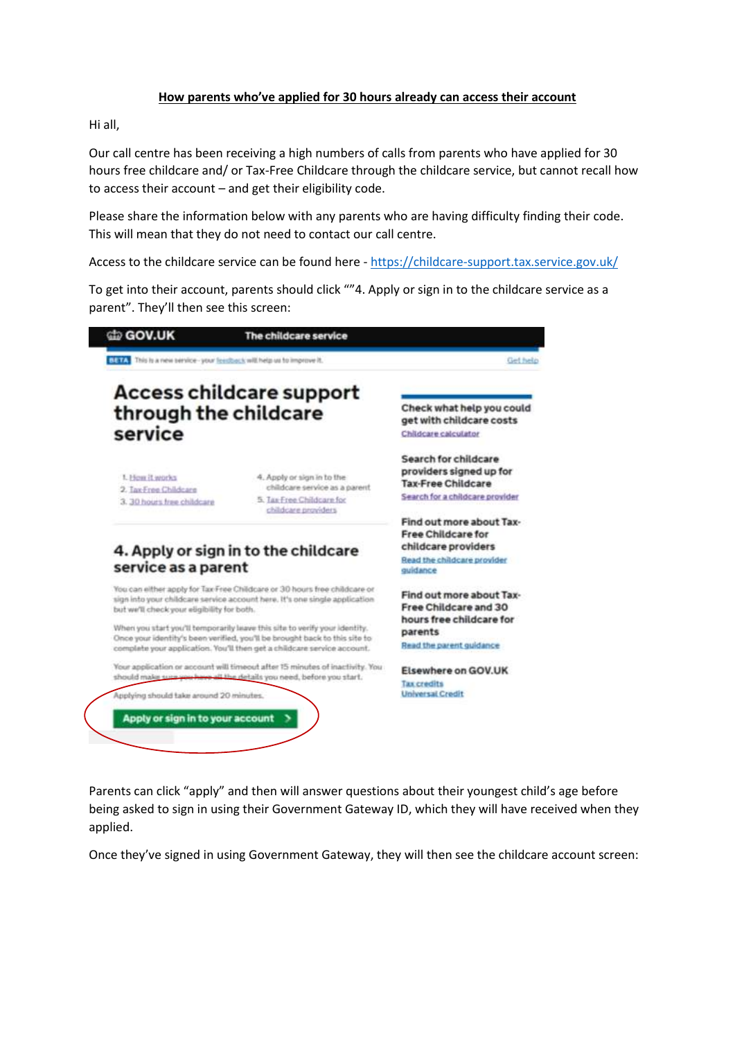**How parents who've applied for 30 hours already can access their account**

Hi all,

Our call centre has been receiving a high numbers of calls from parents who have applied for 30 hours free childcare and/ or Tax-Free Childcare through the childcare service, but cannot recall how to access their account – and get their eligibility code.

Please share the information below with any parents who are having difficulty finding their code. This will mean that they do not need to contact our call centre.

Access to the childcare service can be found here - https://childcare-support.tax.service.gov.uk/

To get into their account, parents should click ""4. Apply or sign in to the childcare service as a parent". They'll then see this screen:

GOV.UK The childcare service

BETA This is a new service - your feedback will help us to improve it. Get help

# Access childcare support through the childcare service

1. How it works
2. Tax Free Childcare
3. 30 hours free childcare
4. Apply or sign in to the childcare service as a parent
5. Tax-Free Childcare for childcare providers

## 4. Apply or sign in to the childcare service as a parent

You can either apply for Tax-Free Childcare or 30 hours free childcare or sign into your childcare service account here. It's one single application but we'll check your eligibility for both.

When you start you'll temporarily leave this site to verify your identity. Once your identity's been verified, you'll be brought back to this site to complete your application. You'll then get a childcare service account.

Your application or account will timeout after 15 minutes of inactivity. You should make sure you have all the details you need, before you start.

Applying should take around 20 minutes.

Apply or sign in to your account >

Check what help you could get with childcare costs
Childcare calculator

Search for childcare providers signed up for Tax-Free Childcare
Search for a childcare provider

Find out more about Tax-Free Childcare for childcare providers
Read the childcare provider guidance

Find out more about Tax-Free Childcare and 30 hours free childcare for parents
Read the parent guidance

Elsewhere on GOV.UK
Tax credits
Universal Credit

Parents can click "apply" and then will answer questions about their youngest child's age before being asked to sign in using their Government Gateway ID, which they will have received when they applied.

Once they've signed in using Government Gateway, they will then see the childcare account screen: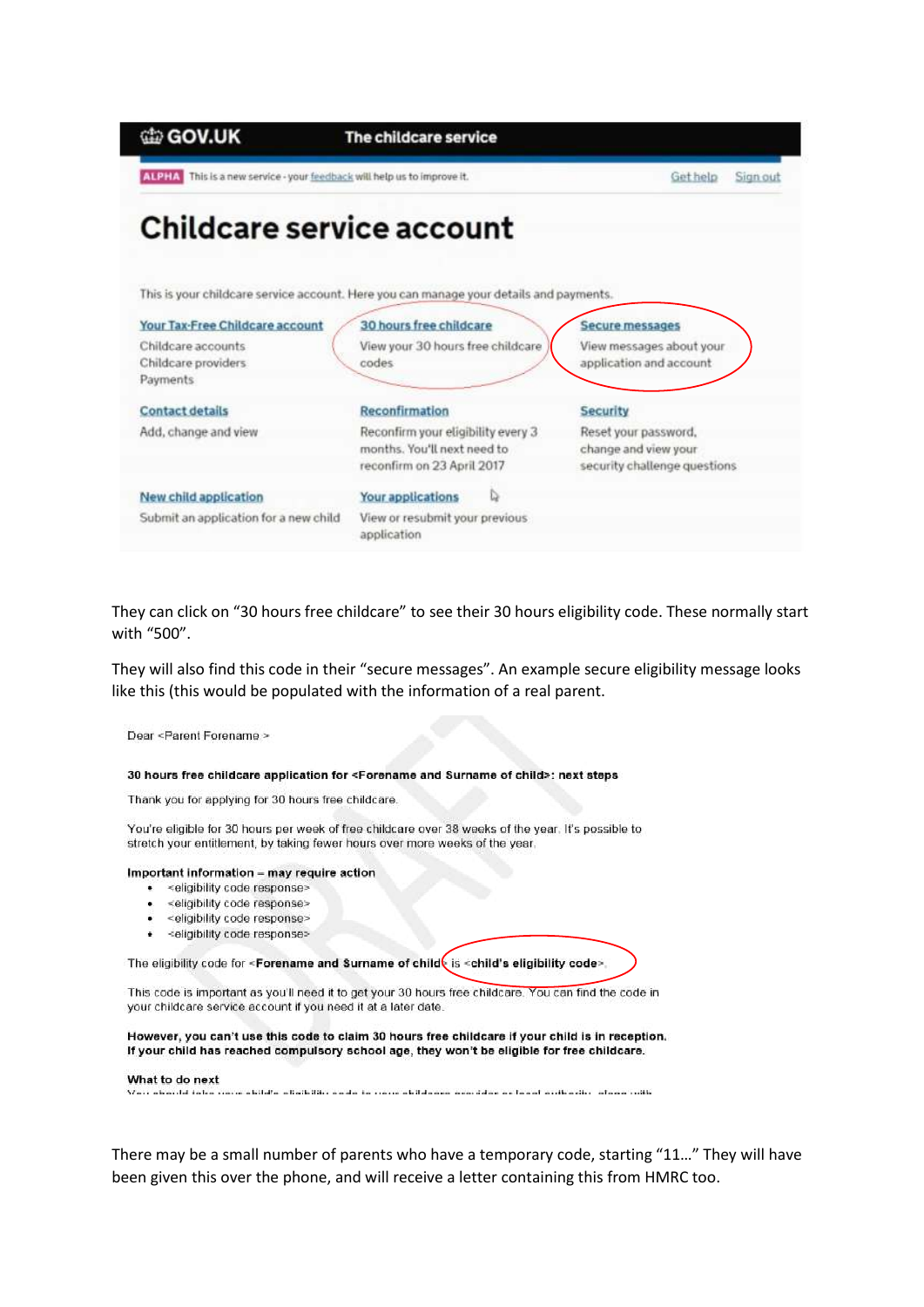GOV.UK The childcare service

ALPHA This is a new service - your feedback will help us to improve it. Get help Sign out

# Childcare service account

This is your childcare service account. Here you can manage your details and payments.

**Your Tax-Free Childcare account**
Childcare accounts
Childcare providers
Payments

**30 hours free childcare**
View your 30 hours free childcare codes

**Secure messages**
View messages about your application and account

**Contact details**
Add, change and view

**Reconfirmation**
Reconfirm your eligibility every 3 months. You'll next need to reconfirm on 23 April 2017

**Security**
Reset your password, change and view your security challenge questions

**New child application**
Submit an application for a new child

**Your applications**
View or resubmit your previous application

They can click on "30 hours free childcare" to see their 30 hours eligibility code. These normally start with "500".

They will also find this code in their "secure messages". An example secure eligibility message looks like this (this would be populated with the information of a real parent.

Dear <Parent Forename >

**30 hours free childcare application for <Forename and Surname of child>: next steps**

Thank you for applying for 30 hours free childcare.

You're eligible for 30 hours per week of free childcare over 38 weeks of the year. It's possible to stretch your entitlement, by taking fewer hours over more weeks of the year.

**Important information – may require action**

- <eligibility code response>
- <eligibility code response>
- <eligibility code response>
- <eligibility code response>

The eligibility code for **<Forename and Surname of child>** is **<child's eligibility code>**.

This code is important as you'll need it to get your 30 hours free childcare. You can find the code in your childcare service account if you need it at a later date.

**However, you can't use this code to claim 30 hours free childcare if your child is in reception. If your child has reached compulsory school age, they won't be eligible for free childcare.**

**What to do next**

There may be a small number of parents who have a temporary code, starting "11…" They will have been given this over the phone, and will receive a letter containing this from HMRC too.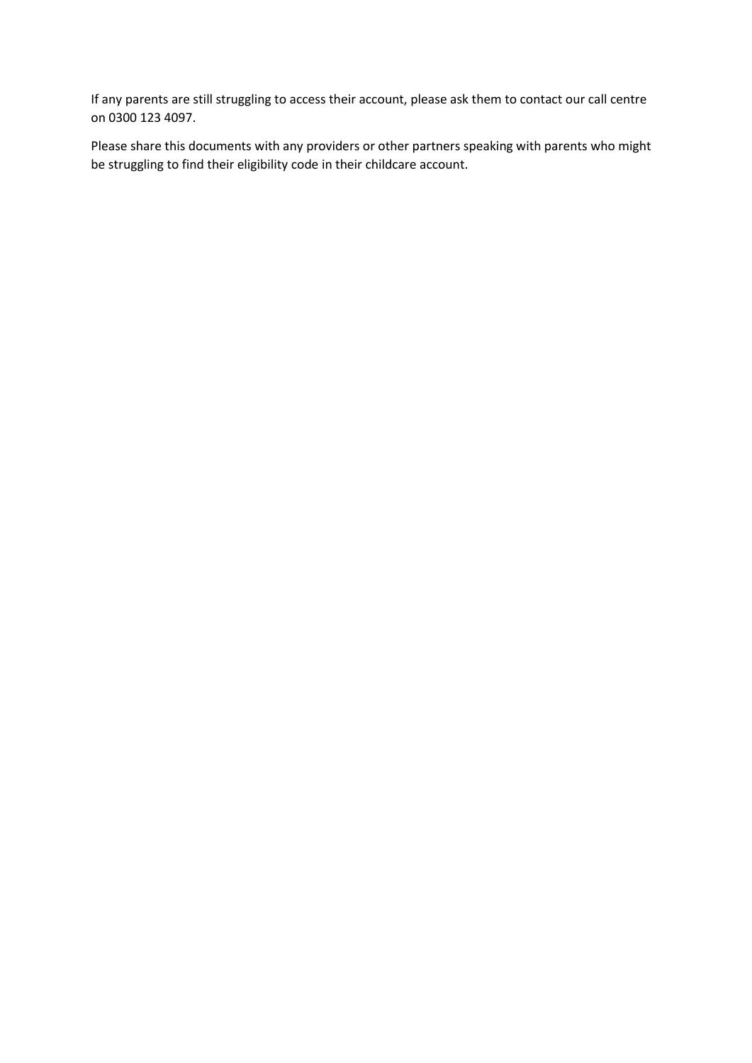If any parents are still struggling to access their account, please ask them to contact our call centre on 0300 123 4097.

Please share this documents with any providers or other partners speaking with parents who might be struggling to find their eligibility code in their childcare account.